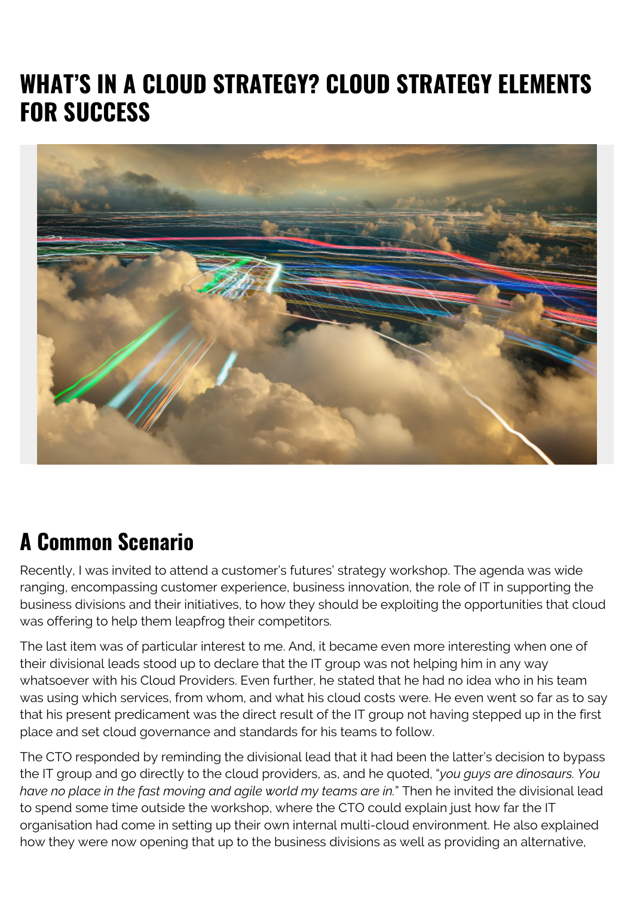# WHAT'S IN A CLOUD STRATEGY? CLOUD STRATEGY ELEMENTS FOR SUCCESS

## A Common Scenario

Recently, I was invited to attend a customer's futures' strategy workshop. The agenda was wide ranging, encompassing customer experience, business innovation, the role of IT in supporting the business divisions and their initiatives, to how they should be exploiting the opportunities that cloud was offering to help them leapfrog their competitors.

The last item was of particular interest to me. And, it became even more interesting when one of their divisional leads stood up to declare that the IT group was not helping him in any way whatsoever with his Cloud Providers. Even further, he stated that he had no idea who in his team was using which services, from whom, and what his cloud costs were. He even went so far as to say that his present predicament was the direct result of the IT group not having stepped up in the first place and set cloud governance and standards for his teams to follow.

The CTO responded by reminding the divisional lead that it had been the latter's decision to bypass the IT group and go directly to the cloud providers, as, and he quoted, "*you guys are dinosaurs. You have no place in the fast moving and agile world my teams are in.*" Then he invited the divisional lead to spend some time outside the workshop, where the CTO could explain just how far the IT organisation had come in setting up their own internal multi-cloud environment. He also explained how they were now opening that up to the business divisions as well as providing an alternative,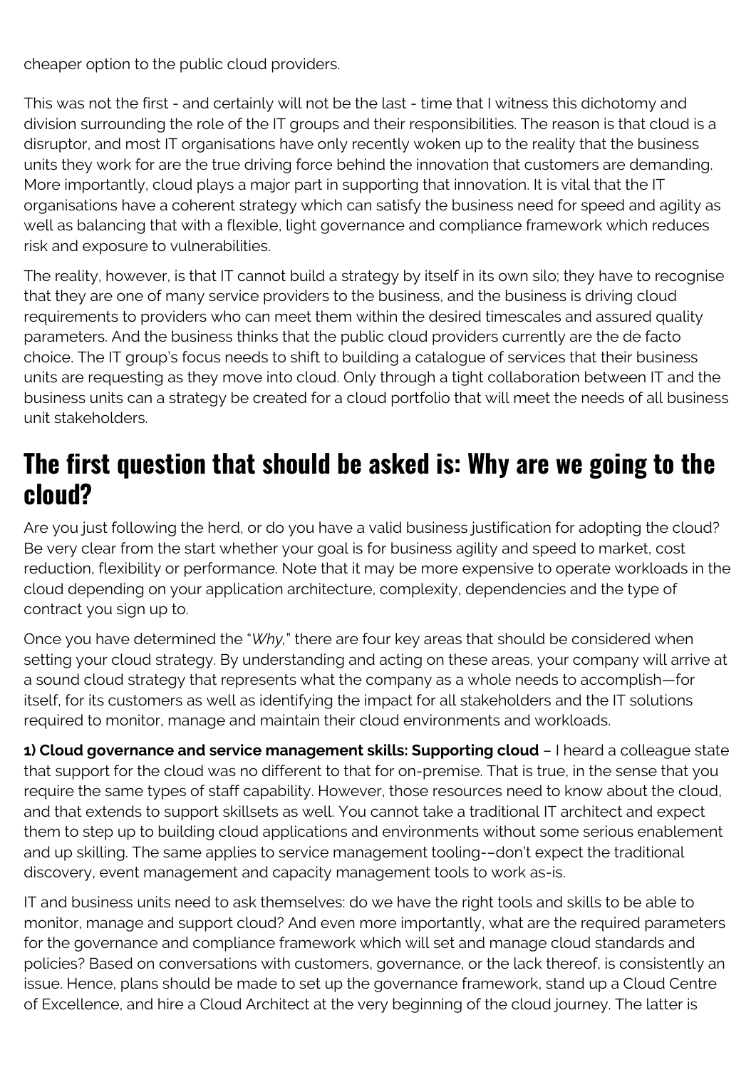cheaper option to the public cloud providers.

This was not the first - and certainly will not be the last - time that I witness this dichotomy and division surrounding the role of the IT groups and their responsibilities. The reason is that cloud is a disruptor, and most IT organisations have only recently woken up to the reality that the business units they work for are the true driving force behind the innovation that customers are demanding. More importantly, cloud plays a major part in supporting that innovation. It is vital that the IT organisations have a coherent strategy which can satisfy the business need for speed and agility as well as balancing that with a flexible, light governance and compliance framework which reduces risk and exposure to vulnerabilities.

The reality, however, is that IT cannot build a strategy by itself in its own silo; they have to recognise that they are one of many service providers to the business, and the business is driving cloud requirements to providers who can meet them within the desired timescales and assured quality parameters. And the business thinks that the public cloud providers currently are the de facto choice. The IT group's focus needs to shift to building a catalogue of services that their business units are requesting as they move into cloud. Only through a tight collaboration between IT and the business units can a strategy be created for a cloud portfolio that will meet the needs of all business unit stakeholders.

## The first question that should be asked is: Why are we going to the cloud?

Are you just following the herd, or do you have a valid business justification for adopting the cloud? Be very clear from the start whether your goal is for business agility and speed to market, cost reduction, flexibility or performance. Note that it may be more expensive to operate workloads in the cloud depending on your application architecture, complexity, dependencies and the type of contract you sign up to.

Once you have determined the "*Why,*" there are four key areas that should be considered when setting your cloud strategy. By understanding and acting on these areas, your company will arrive at a sound cloud strategy that represents what the company as a whole needs to accomplish—for itself, for its customers as well as identifying the impact for all stakeholders and the IT solutions required to monitor, manage and maintain their cloud environments and workloads.

**1) Cloud governance and service management skills: Supporting cloud** – I heard a colleague state that support for the cloud was no different to that for on-premise. That is true, in the sense that you require the same types of staff capability. However, those resources need to know about the cloud, and that extends to support skillsets as well. You cannot take a traditional IT architect and expect them to step up to building cloud applications and environments without some serious enablement and up skilling. The same applies to service management tooling––don't expect the traditional discovery, event management and capacity management tools to work as-is.

IT and business units need to ask themselves: do we have the right tools and skills to be able to monitor, manage and support cloud? And even more importantly, what are the required parameters for the governance and compliance framework which will set and manage cloud standards and policies? Based on conversations with customers, governance, or the lack thereof, is consistently an issue. Hence, plans should be made to set up the governance framework, stand up a Cloud Centre of Excellence, and hire a Cloud Architect at the very beginning of the cloud journey. The latter is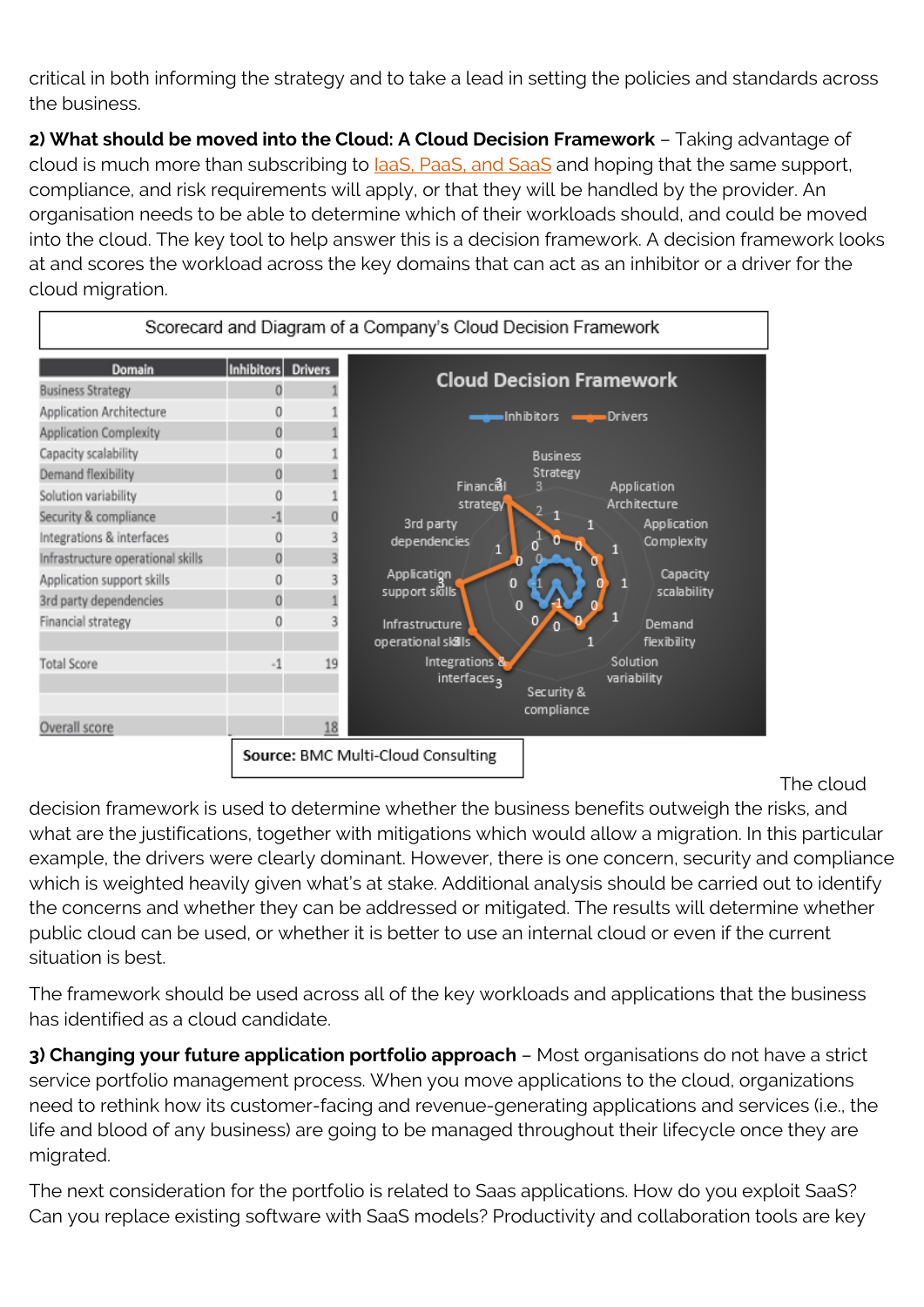critical in both informing the strategy and to take a lead in setting the policies and standards across the business.

**2) What should be moved into the Cloud: A Cloud Decision Framework** – Taking advantage of cloud is much more than subscribing to IaaS, PaaS, and SaaS and hoping that the same support, compliance, and risk requirements will apply, or that they will be handled by the provider. An organisation needs to be able to determine which of their workloads should, and could be moved into the cloud. The key tool to help answer this is a decision framework. A decision framework looks at and scores the workload across the key domains that can act as an inhibitor or a driver for the cloud migration.

Scorecard and Diagram of a Company's Cloud Decision Framework

| Domain | Inhibitors | Drivers |
|---|---|---|
| Business Strategy | 0 | 1 |
| Application Architecture | 0 | 1 |
| Application Complexity | 0 | 1 |
| Capacity scalability | 0 | 1 |
| Demand flexibility | 0 | 1 |
| Solution variability | 0 | 1 |
| Security & compliance | -1 | 0 |
| Integrations & interfaces | 0 | 3 |
| Infrastructure operational skills | 0 | 3 |
| Application support skills | 0 | 3 |
| 3rd party dependencies | 0 | 1 |
| Financial strategy | 0 | 3 |
| | | |
| Total Score | -1 | 19 |
| | | |
| | | |
| Overall score | | 18 |

**Source:** BMC Multi-Cloud Consulting

The cloud decision framework is used to determine whether the business benefits outweigh the risks, and what are the justifications, together with mitigations which would allow a migration. In this particular example, the drivers were clearly dominant. However, there is one concern, security and compliance which is weighted heavily given what's at stake. Additional analysis should be carried out to identify the concerns and whether they can be addressed or mitigated. The results will determine whether public cloud can be used, or whether it is better to use an internal cloud or even if the current situation is best.

The framework should be used across all of the key workloads and applications that the business has identified as a cloud candidate.

**3) Changing your future application portfolio approach** – Most organisations do not have a strict service portfolio management process. When you move applications to the cloud, organizations need to rethink how its customer-facing and revenue-generating applications and services (i.e., the life and blood of any business) are going to be managed throughout their lifecycle once they are migrated.

The next consideration for the portfolio is related to Saas applications. How do you exploit SaaS? Can you replace existing software with SaaS models? Productivity and collaboration tools are key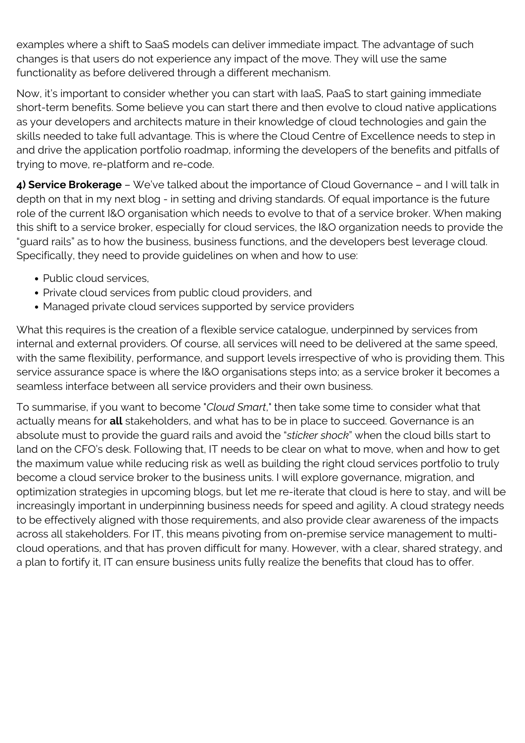examples where a shift to SaaS models can deliver immediate impact. The advantage of such changes is that users do not experience any impact of the move. They will use the same functionality as before delivered through a different mechanism.

Now, it's important to consider whether you can start with IaaS, PaaS to start gaining immediate short-term benefits. Some believe you can start there and then evolve to cloud native applications as your developers and architects mature in their knowledge of cloud technologies and gain the skills needed to take full advantage. This is where the Cloud Centre of Excellence needs to step in and drive the application portfolio roadmap, informing the developers of the benefits and pitfalls of trying to move, re-platform and re-code.

**4) Service Brokerage** – We've talked about the importance of Cloud Governance – and I will talk in depth on that in my next blog - in setting and driving standards. Of equal importance is the future role of the current I&O organisation which needs to evolve to that of a service broker. When making this shift to a service broker, especially for cloud services, the I&O organization needs to provide the "guard rails" as to how the business, business functions, and the developers best leverage cloud. Specifically, they need to provide guidelines on when and how to use:

- Public cloud services,
- Private cloud services from public cloud providers, and
- Managed private cloud services supported by service providers

What this requires is the creation of a flexible service catalogue, underpinned by services from internal and external providers. Of course, all services will need to be delivered at the same speed, with the same flexibility, performance, and support levels irrespective of who is providing them. This service assurance space is where the I&O organisations steps into; as a service broker it becomes a seamless interface between all service providers and their own business.

To summarise, if you want to become "*Cloud Smart*," then take some time to consider what that actually means for **all** stakeholders, and what has to be in place to succeed. Governance is an absolute must to provide the guard rails and avoid the "*sticker shock*" when the cloud bills start to land on the CFO's desk. Following that, IT needs to be clear on what to move, when and how to get the maximum value while reducing risk as well as building the right cloud services portfolio to truly become a cloud service broker to the business units. I will explore governance, migration, and optimization strategies in upcoming blogs, but let me re-iterate that cloud is here to stay, and will be increasingly important in underpinning business needs for speed and agility. A cloud strategy needs to be effectively aligned with those requirements, and also provide clear awareness of the impacts across all stakeholders. For IT, this means pivoting from on-premise service management to multi-cloud operations, and that has proven difficult for many. However, with a clear, shared strategy, and a plan to fortify it, IT can ensure business units fully realize the benefits that cloud has to offer.